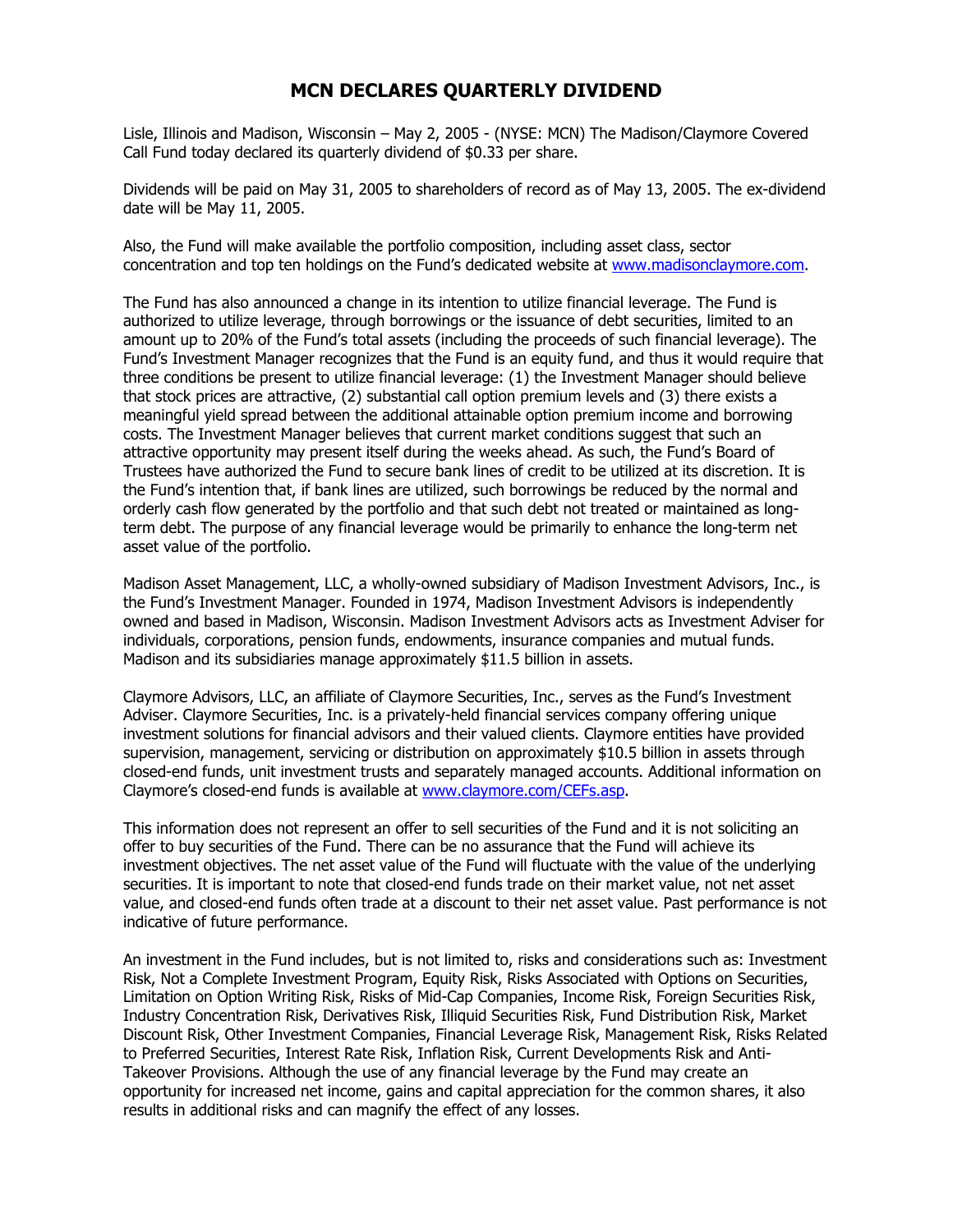# MCN DECLARES QUARTERLY DIVIDEND

Lisle, Illinois and Madison, Wisconsin – May 2, 2005 - (NYSE: MCN) The Madison/Claymore Covered Call Fund today declared its quarterly dividend of $0.33 per share.

Dividends will be paid on May 31, 2005 to shareholders of record as of May 13, 2005. The ex-dividend date will be May 11, 2005.

Also, the Fund will make available the portfolio composition, including asset class, sector concentration and top ten holdings on the Fund's dedicated website at [www.madisonclaymore.com](http://www.madisonclaymore.com).

The Fund has also announced a change in its intention to utilize financial leverage. The Fund is authorized to utilize leverage, through borrowings or the issuance of debt securities, limited to an amount up to 20% of the Fund's total assets (including the proceeds of such financial leverage). The Fund's Investment Manager recognizes that the Fund is an equity fund, and thus it would require that three conditions be present to utilize financial leverage: (1) the Investment Manager should believe that stock prices are attractive, (2) substantial call option premium levels and (3) there exists a meaningful yield spread between the additional attainable option premium income and borrowing costs. The Investment Manager believes that current market conditions suggest that such an attractive opportunity may present itself during the weeks ahead. As such, the Fund's Board of Trustees have authorized the Fund to secure bank lines of credit to be utilized at its discretion. It is the Fund's intention that, if bank lines are utilized, such borrowings be reduced by the normal and orderly cash flow generated by the portfolio and that such debt not treated or maintained as long-term debt. The purpose of any financial leverage would be primarily to enhance the long-term net asset value of the portfolio.

Madison Asset Management, LLC, a wholly-owned subsidiary of Madison Investment Advisors, Inc., is the Fund's Investment Manager. Founded in 1974, Madison Investment Advisors is independently owned and based in Madison, Wisconsin. Madison Investment Advisors acts as Investment Adviser for individuals, corporations, pension funds, endowments, insurance companies and mutual funds. Madison and its subsidiaries manage approximately $11.5 billion in assets.

Claymore Advisors, LLC, an affiliate of Claymore Securities, Inc., serves as the Fund's Investment Adviser. Claymore Securities, Inc. is a privately-held financial services company offering unique investment solutions for financial advisors and their valued clients. Claymore entities have provided supervision, management, servicing or distribution on approximately $10.5 billion in assets through closed-end funds, unit investment trusts and separately managed accounts. Additional information on Claymore's closed-end funds is available at [www.claymore.com/CEFs.asp](http://www.claymore.com/CEFs.asp).

This information does not represent an offer to sell securities of the Fund and it is not soliciting an offer to buy securities of the Fund. There can be no assurance that the Fund will achieve its investment objectives. The net asset value of the Fund will fluctuate with the value of the underlying securities. It is important to note that closed-end funds trade on their market value, not net asset value, and closed-end funds often trade at a discount to their net asset value. Past performance is not indicative of future performance.

An investment in the Fund includes, but is not limited to, risks and considerations such as: Investment Risk, Not a Complete Investment Program, Equity Risk, Risks Associated with Options on Securities, Limitation on Option Writing Risk, Risks of Mid-Cap Companies, Income Risk, Foreign Securities Risk, Industry Concentration Risk, Derivatives Risk, Illiquid Securities Risk, Fund Distribution Risk, Market Discount Risk, Other Investment Companies, Financial Leverage Risk, Management Risk, Risks Related to Preferred Securities, Interest Rate Risk, Inflation Risk, Current Developments Risk and Anti-Takeover Provisions. Although the use of any financial leverage by the Fund may create an opportunity for increased net income, gains and capital appreciation for the common shares, it also results in additional risks and can magnify the effect of any losses.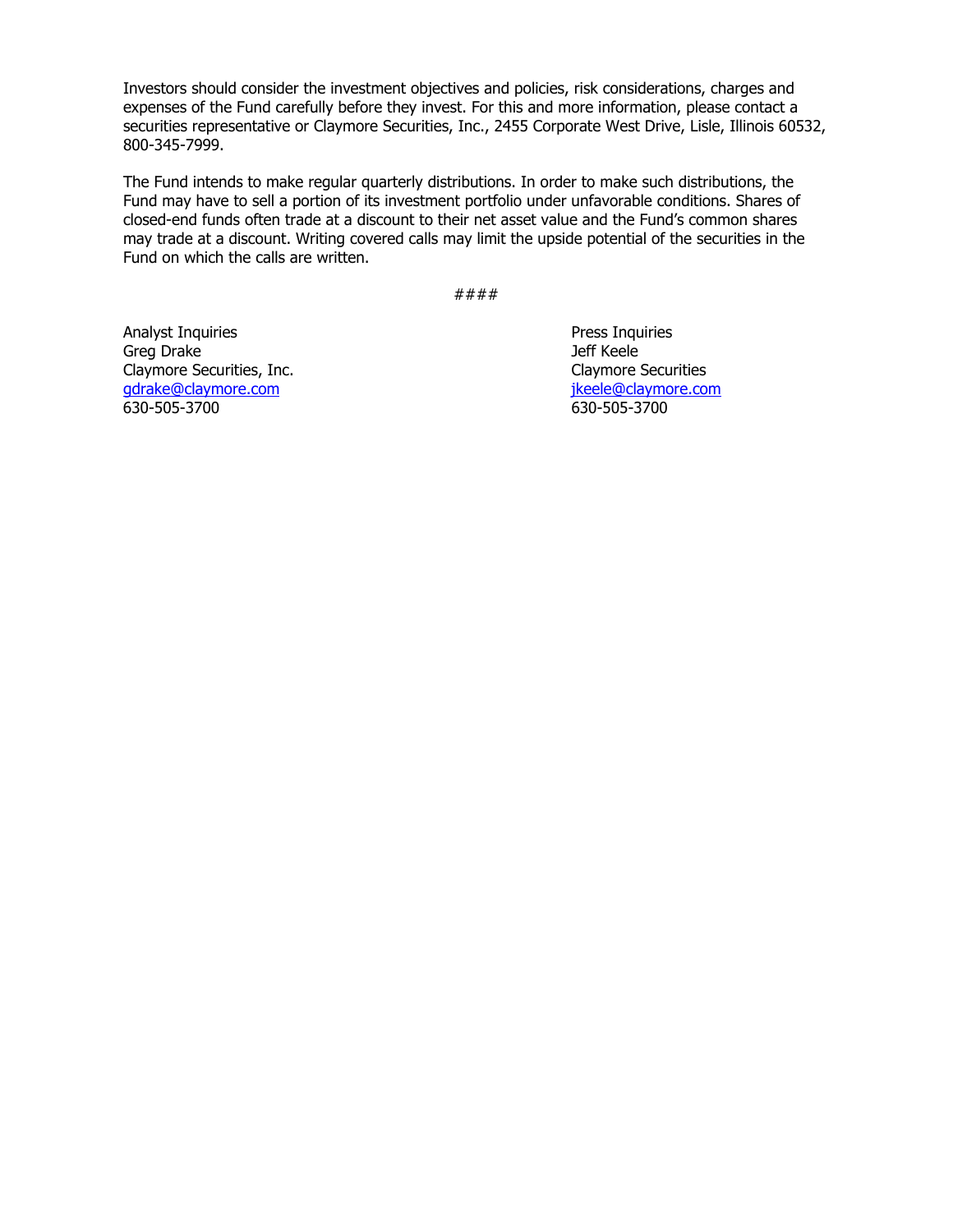Investors should consider the investment objectives and policies, risk considerations, charges and expenses of the Fund carefully before they invest. For this and more information, please contact a securities representative or Claymore Securities, Inc., 2455 Corporate West Drive, Lisle, Illinois 60532, 800-345-7999.

The Fund intends to make regular quarterly distributions. In order to make such distributions, the Fund may have to sell a portion of its investment portfolio under unfavorable conditions. Shares of closed-end funds often trade at a discount to their net asset value and the Fund's common shares may trade at a discount. Writing covered calls may limit the upside potential of the securities in the Fund on which the calls are written.

####

Analyst Inquiries
Greg Drake
Claymore Securities, Inc.
gdrake@claymore.com
630-505-3700

Press Inquiries
Jeff Keele
Claymore Securities
jkeele@claymore.com
630-505-3700